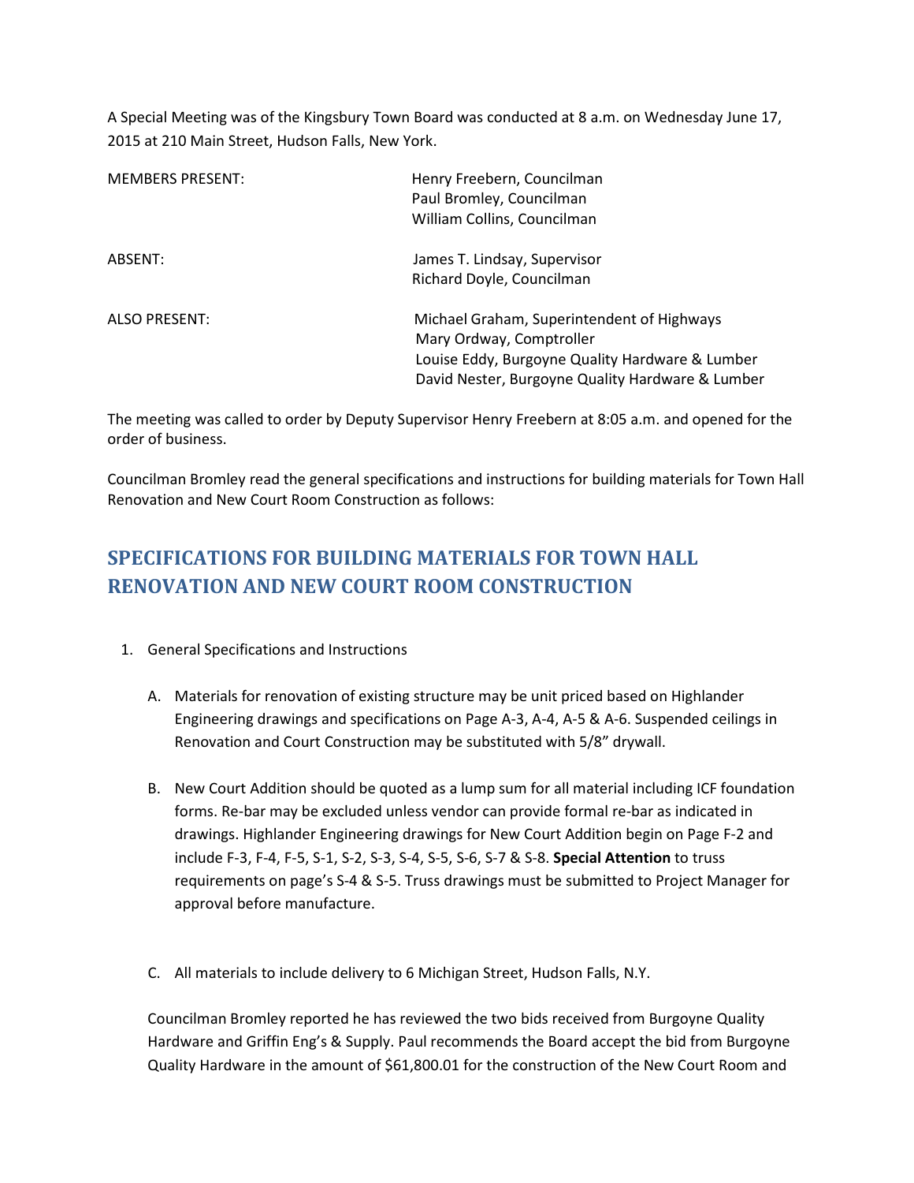A Special Meeting was of the Kingsbury Town Board was conducted at 8 a.m. on Wednesday June 17, 2015 at 210 Main Street, Hudson Falls, New York.

| | |
|---|---|
| MEMBERS PRESENT: | Henry Freebern, Councilman<br>Paul Bromley, Councilman<br>William Collins, Councilman |
| ABSENT: | James T. Lindsay, Supervisor<br>Richard Doyle, Councilman |
| ALSO PRESENT: | Michael Graham, Superintendent of Highways<br>Mary Ordway, Comptroller<br>Louise Eddy, Burgoyne Quality Hardware & Lumber<br>David Nester, Burgoyne Quality Hardware & Lumber |

The meeting was called to order by Deputy Supervisor Henry Freebern at 8:05 a.m. and opened for the order of business.

Councilman Bromley read the general specifications and instructions for building materials for Town Hall Renovation and New Court Room Construction as follows:

## SPECIFICATIONS FOR BUILDING MATERIALS FOR TOWN HALL RENOVATION AND NEW COURT ROOM CONSTRUCTION

1. General Specifications and Instructions

   A. Materials for renovation of existing structure may be unit priced based on Highlander Engineering drawings and specifications on Page A-3, A-4, A-5 & A-6. Suspended ceilings in Renovation and Court Construction may be substituted with 5/8" drywall.

   B. New Court Addition should be quoted as a lump sum for all material including ICF foundation forms. Re-bar may be excluded unless vendor can provide formal re-bar as indicated in drawings. Highlander Engineering drawings for New Court Addition begin on Page F-2 and include F-3, F-4, F-5, S-1, S-2, S-3, S-4, S-5, S-6, S-7 & S-8. **Special Attention** to truss requirements on page's S-4 & S-5. Truss drawings must be submitted to Project Manager for approval before manufacture.

   C. All materials to include delivery to 6 Michigan Street, Hudson Falls, N.Y.

   Councilman Bromley reported he has reviewed the two bids received from Burgoyne Quality Hardware and Griffin Eng's & Supply. Paul recommends the Board accept the bid from Burgoyne Quality Hardware in the amount of $61,800.01 for the construction of the New Court Room and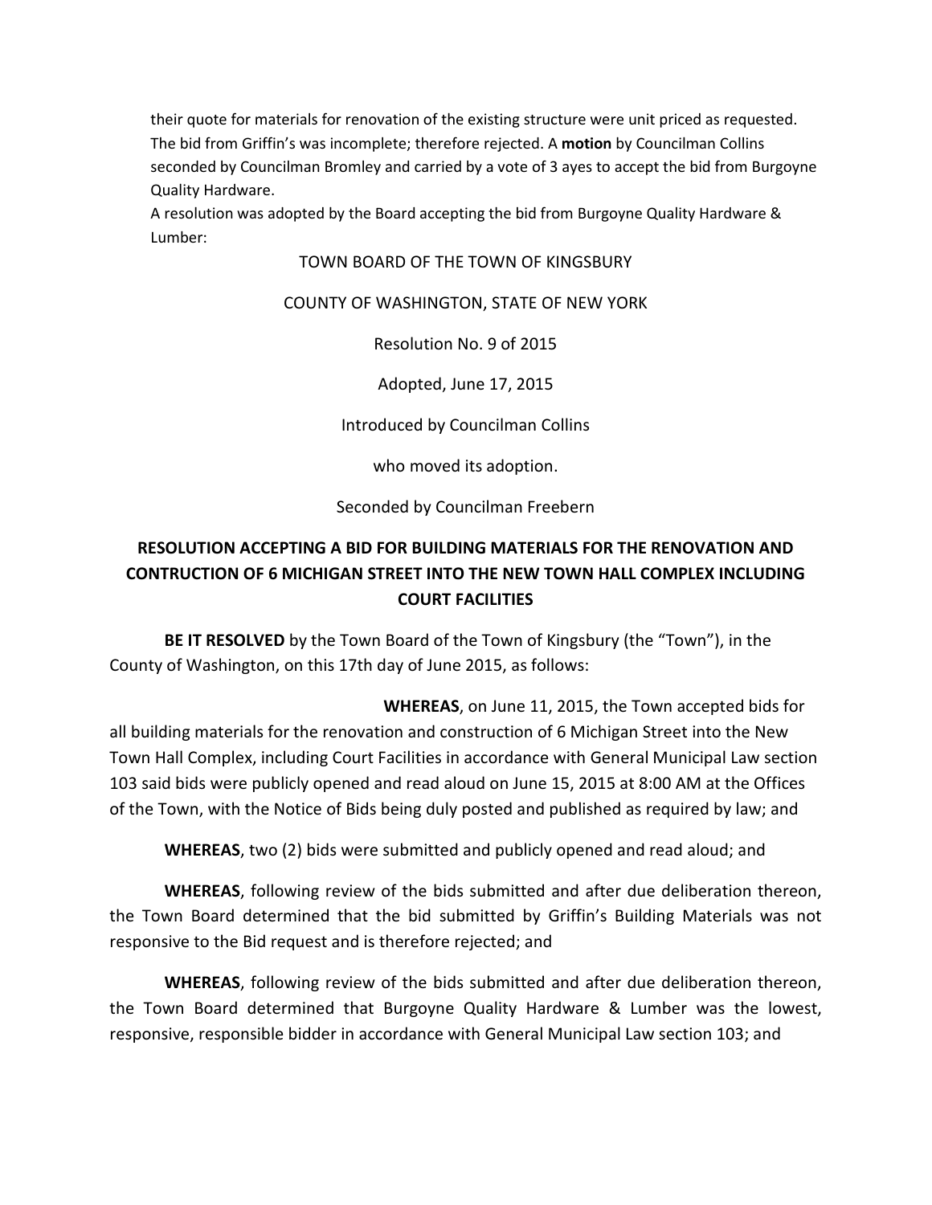their quote for materials for renovation of the existing structure were unit priced as requested. The bid from Griffin's was incomplete; therefore rejected. A **motion** by Councilman Collins seconded by Councilman Bromley and carried by a vote of 3 ayes to accept the bid from Burgoyne Quality Hardware.

A resolution was adopted by the Board accepting the bid from Burgoyne Quality Hardware & Lumber:

TOWN BOARD OF THE TOWN OF KINGSBURY

COUNTY OF WASHINGTON, STATE OF NEW YORK

Resolution No. 9 of 2015

Adopted, June 17, 2015

Introduced by Councilman Collins

who moved its adoption.

Seconded by Councilman Freebern

**RESOLUTION ACCEPTING A BID FOR BUILDING MATERIALS FOR THE RENOVATION AND CONTRUCTION OF 6 MICHIGAN STREET INTO THE NEW TOWN HALL COMPLEX INCLUDING COURT FACILITIES**

**BE IT RESOLVED** by the Town Board of the Town of Kingsbury (the "Town"), in the County of Washington, on this 17th day of June 2015, as follows:

**WHEREAS**, on June 11, 2015, the Town accepted bids for all building materials for the renovation and construction of 6 Michigan Street into the New Town Hall Complex, including Court Facilities in accordance with General Municipal Law section 103 said bids were publicly opened and read aloud on June 15, 2015 at 8:00 AM at the Offices of the Town, with the Notice of Bids being duly posted and published as required by law; and

**WHEREAS**, two (2) bids were submitted and publicly opened and read aloud; and

**WHEREAS**, following review of the bids submitted and after due deliberation thereon, the Town Board determined that the bid submitted by Griffin's Building Materials was not responsive to the Bid request and is therefore rejected; and

**WHEREAS**, following review of the bids submitted and after due deliberation thereon, the Town Board determined that Burgoyne Quality Hardware & Lumber was the lowest, responsive, responsible bidder in accordance with General Municipal Law section 103; and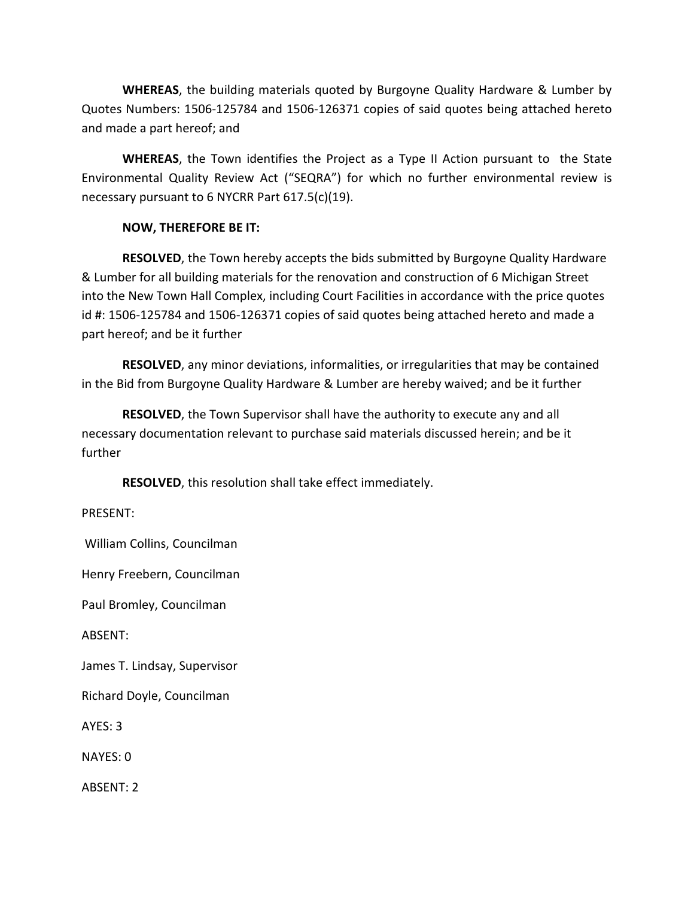**WHEREAS**, the building materials quoted by Burgoyne Quality Hardware & Lumber by Quotes Numbers: 1506-125784 and 1506-126371 copies of said quotes being attached hereto and made a part hereof; and

**WHEREAS**, the Town identifies the Project as a Type II Action pursuant to the State Environmental Quality Review Act ("SEQRA") for which no further environmental review is necessary pursuant to 6 NYCRR Part 617.5(c)(19).

**NOW, THEREFORE BE IT:**

**RESOLVED**, the Town hereby accepts the bids submitted by Burgoyne Quality Hardware & Lumber for all building materials for the renovation and construction of 6 Michigan Street into the New Town Hall Complex, including Court Facilities in accordance with the price quotes id #: 1506-125784 and 1506-126371 copies of said quotes being attached hereto and made a part hereof; and be it further

**RESOLVED**, any minor deviations, informalities, or irregularities that may be contained in the Bid from Burgoyne Quality Hardware & Lumber are hereby waived; and be it further

**RESOLVED**, the Town Supervisor shall have the authority to execute any and all necessary documentation relevant to purchase said materials discussed herein; and be it further

**RESOLVED**, this resolution shall take effect immediately.

PRESENT:

William Collins, Councilman

Henry Freebern, Councilman

Paul Bromley, Councilman

ABSENT:

James T. Lindsay, Supervisor

Richard Doyle, Councilman

AYES: 3

NAYES: 0

ABSENT: 2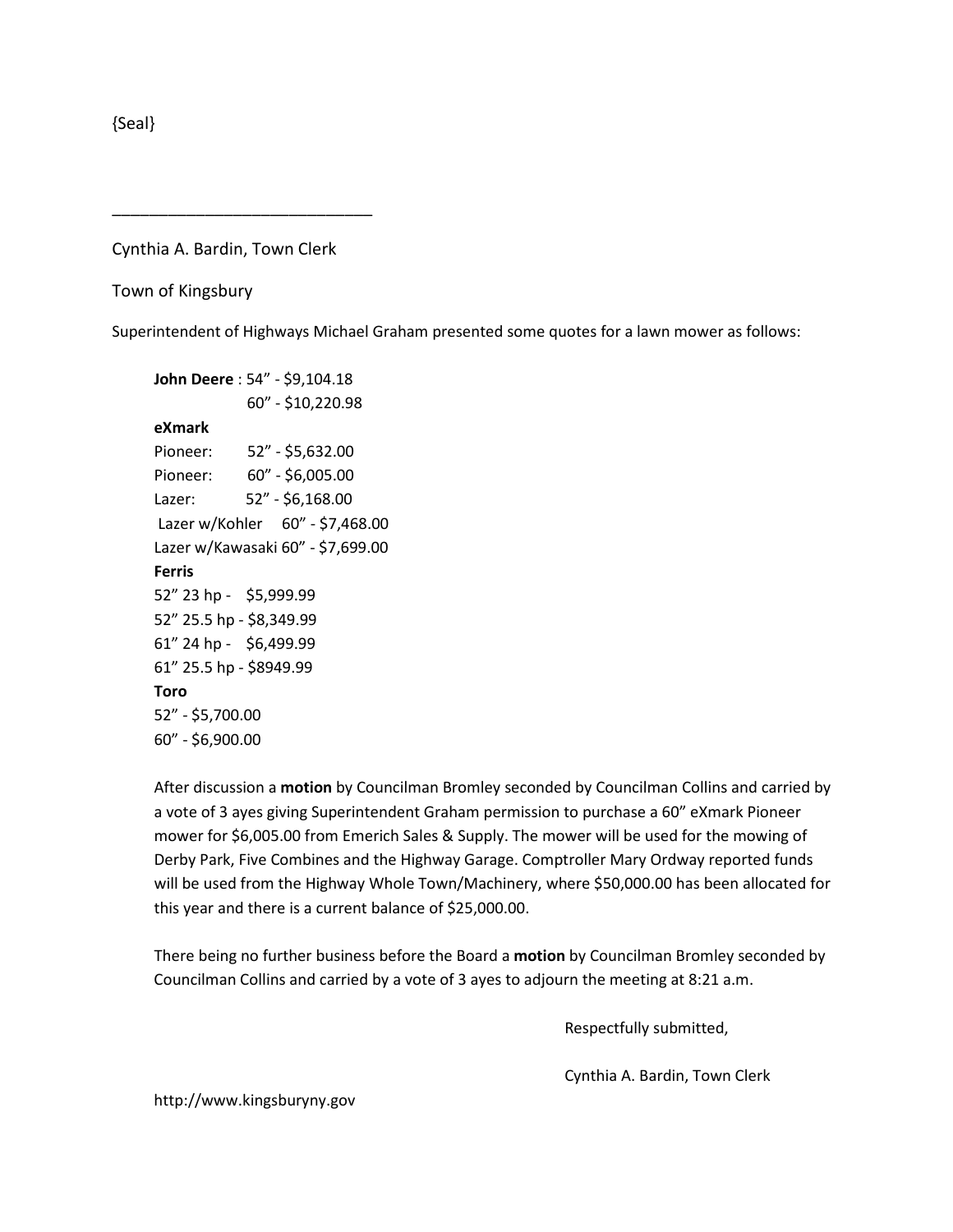{Seal}

_____________________________

Cynthia A. Bardin, Town Clerk

Town of Kingsbury

Superintendent of Highways Michael Graham presented some quotes for a lawn mower as follows:

**John Deere** : 54" - $9,104.18
60" - $10,220.98

**eXmark**
Pioneer: 52" - $5,632.00
Pioneer: 60" - $6,005.00
Lazer: 52" - $6,168.00
Lazer w/Kohler 60" - $7,468.00
Lazer w/Kawasaki 60" - $7,699.00

**Ferris**
52" 23 hp - $5,999.99
52" 25.5 hp - $8,349.99
61" 24 hp - $6,499.99
61" 25.5 hp - $8949.99

**Toro**
52" - $5,700.00
60" - $6,900.00

After discussion a **motion** by Councilman Bromley seconded by Councilman Collins and carried by a vote of 3 ayes giving Superintendent Graham permission to purchase a 60" eXmark Pioneer mower for $6,005.00 from Emerich Sales & Supply. The mower will be used for the mowing of Derby Park, Five Combines and the Highway Garage. Comptroller Mary Ordway reported funds will be used from the Highway Whole Town/Machinery, where $50,000.00 has been allocated for this year and there is a current balance of $25,000.00.

There being no further business before the Board a **motion** by Councilman Bromley seconded by Councilman Collins and carried by a vote of 3 ayes to adjourn the meeting at 8:21 a.m.

Respectfully submitted,

Cynthia A. Bardin, Town Clerk

http://www.kingsburyny.gov